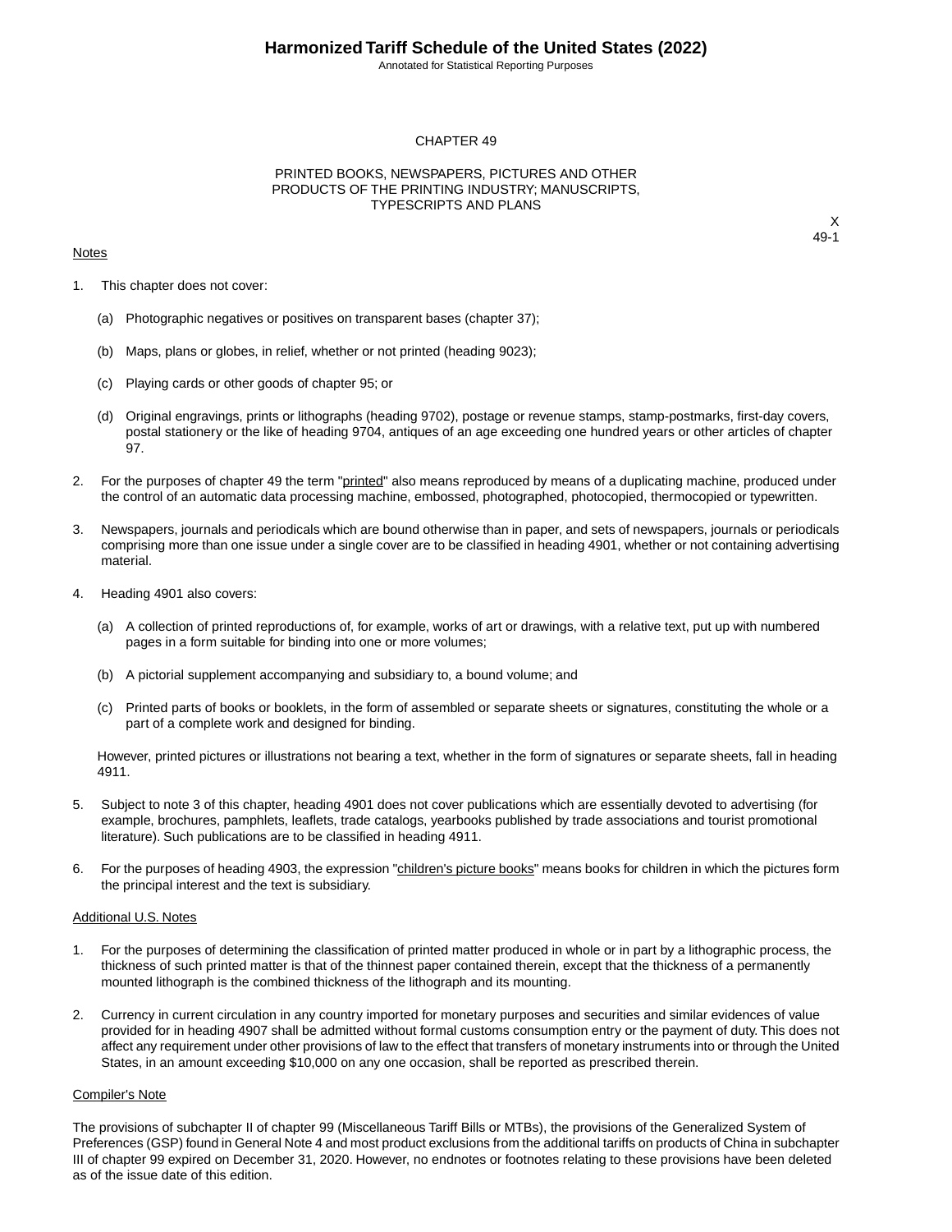# CHAPTER 49

## PRINTED BOOKS, NEWSPAPERS, PICTURES AND OTHER PRODUCTS OF THE PRINTING INDUSTRY; MANUSCRIPTS, TYPESCRIPTS AND PLANS

X
49-1

### Notes

1. This chapter does not cover:

   (a) Photographic negatives or positives on transparent bases (chapter 37);

   (b) Maps, plans or globes, in relief, whether or not printed (heading 9023);

   (c) Playing cards or other goods of chapter 95; or

   (d) Original engravings, prints or lithographs (heading 9702), postage or revenue stamps, stamp-postmarks, first-day covers, postal stationery or the like of heading 9704, antiques of an age exceeding one hundred years or other articles of chapter 97.

2. For the purposes of chapter 49 the term "printed" also means reproduced by means of a duplicating machine, produced under the control of an automatic data processing machine, embossed, photographed, photocopied, thermocopied or typewritten.

3. Newspapers, journals and periodicals which are bound otherwise than in paper, and sets of newspapers, journals or periodicals comprising more than one issue under a single cover are to be classified in heading 4901, whether or not containing advertising material.

4. Heading 4901 also covers:

   (a) A collection of printed reproductions of, for example, works of art or drawings, with a relative text, put up with numbered pages in a form suitable for binding into one or more volumes;

   (b) A pictorial supplement accompanying and subsidiary to, a bound volume; and

   (c) Printed parts of books or booklets, in the form of assembled or separate sheets or signatures, constituting the whole or a part of a complete work and designed for binding.

   However, printed pictures or illustrations not bearing a text, whether in the form of signatures or separate sheets, fall in heading 4911.

5. Subject to note 3 of this chapter, heading 4901 does not cover publications which are essentially devoted to advertising (for example, brochures, pamphlets, leaflets, trade catalogs, yearbooks published by trade associations and tourist promotional literature). Such publications are to be classified in heading 4911.

6. For the purposes of heading 4903, the expression "children's picture books" means books for children in which the pictures form the principal interest and the text is subsidiary.

### Additional U.S. Notes

1. For the purposes of determining the classification of printed matter produced in whole or in part by a lithographic process, the thickness of such printed matter is that of the thinnest paper contained therein, except that the thickness of a permanently mounted lithograph is the combined thickness of the lithograph and its mounting.

2. Currency in current circulation in any country imported for monetary purposes and securities and similar evidences of value provided for in heading 4907 shall be admitted without formal customs consumption entry or the payment of duty. This does not affect any requirement under other provisions of law to the effect that transfers of monetary instruments into or through the United States, in an amount exceeding $10,000 on any one occasion, shall be reported as prescribed therein.

### Compiler's Note

The provisions of subchapter II of chapter 99 (Miscellaneous Tariff Bills or MTBs), the provisions of the Generalized System of Preferences (GSP) found in General Note 4 and most product exclusions from the additional tariffs on products of China in subchapter III of chapter 99 expired on December 31, 2020. However, no endnotes or footnotes relating to these provisions have been deleted as of the issue date of this edition.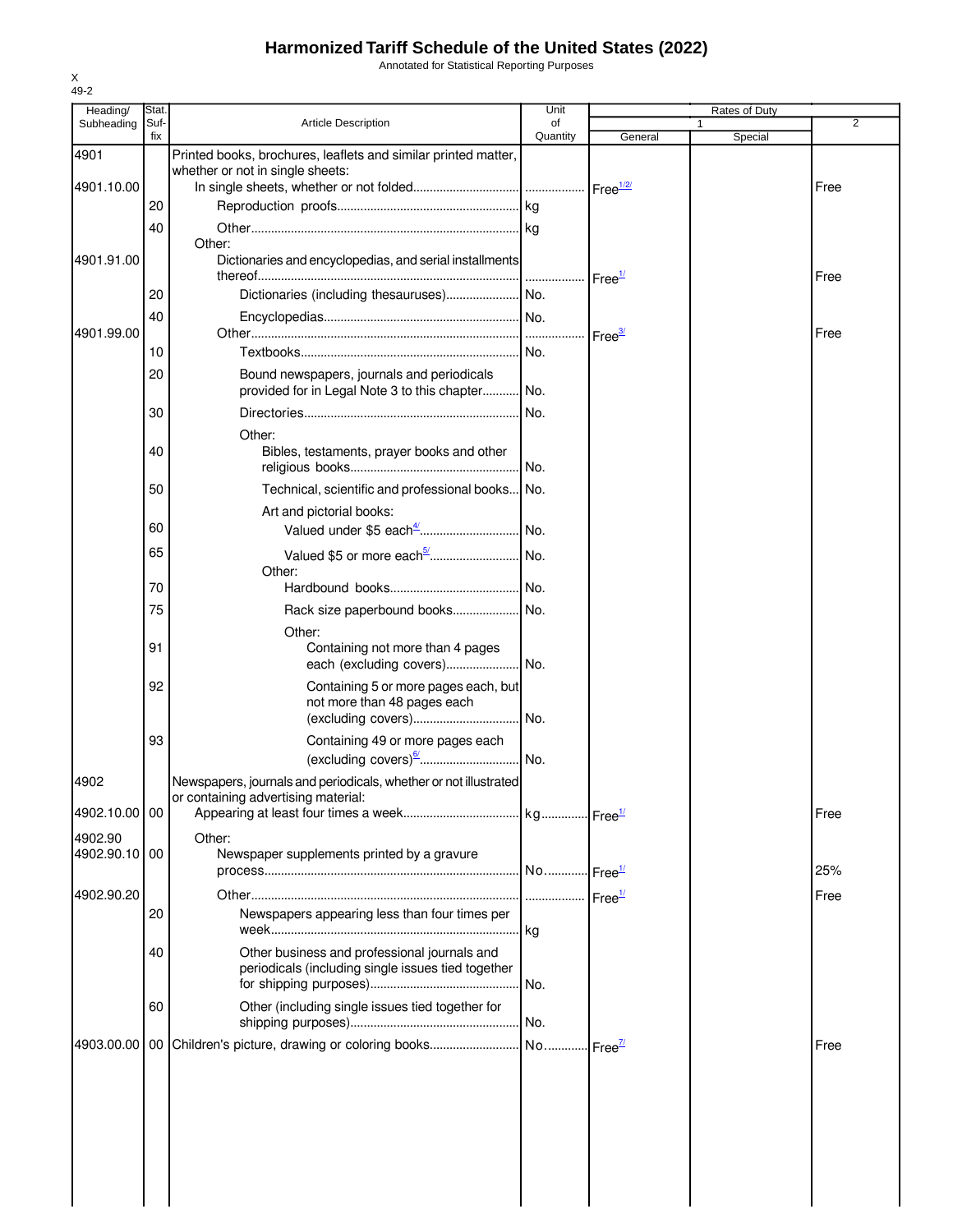# Harmonized Tariff Schedule of the United States (2022)

Annotated for Statistical Reporting Purposes

X
49-2

| Heading/ Subheading | Stat. Suf- fix | Article Description | Unit of Quantity | Rates of Duty 1 General | Special | 2 |
|---|---|---|---|---|---|---|
| 4901 | | Printed books, brochures, leaflets and similar printed matter, whether or not in single sheets: | | | | |
| 4901.10.00 | | In single sheets, whether or not folded | | Free[1/2/] | | Free |
| | 20 | Reproduction proofs | kg | | | |
| | 40 | Other | kg | | | |
| | | Other: | | | | |
| 4901.91.00 | | Dictionaries and encyclopedias, and serial installments thereof | | Free[1/] | | Free |
| | 20 | Dictionaries (including thesauruses) | No. | | | |
| | 40 | Encyclopedias | No. | | | |
| 4901.99.00 | | Other | | Free[3/] | | Free |
| | 10 | Textbooks | No. | | | |
| | 20 | Bound newspapers, journals and periodicals provided for in Legal Note 3 to this chapter | No. | | | |
| | 30 | Directories | No. | | | |
| | | Other: | | | | |
| | 40 | Bibles, testaments, prayer books and other religious books | No. | | | |
| | 50 | Technical, scientific and professional books | No. | | | |
| | | Art and pictorial books: | | | | |
| | 60 | Valued under $5 each[4/] | No. | | | |
| | 65 | Valued $5 or more each[5/] | No. | | | |
| | | Other: | | | | |
| | 70 | Hardbound books | No. | | | |
| | 75 | Rack size paperbound books | No. | | | |
| | | Other: | | | | |
| | 91 | Containing not more than 4 pages each (excluding covers) | No. | | | |
| | 92 | Containing 5 or more pages each, but not more than 48 pages each (excluding covers) | No. | | | |
| | 93 | Containing 49 or more pages each (excluding covers)[6/] | No. | | | |
| 4902 | | Newspapers, journals and periodicals, whether or not illustrated or containing advertising material: | | | | |
| 4902.10.00 | 00 | Appearing at least four times a week | kg | Free[1/] | | Free |
| 4902.90 | | Other: | | | | |
| 4902.90.10 | 00 | Newspaper supplements printed by a gravure process | No. | Free[1/] | | 25% |
| 4902.90.20 | | Other | | Free[1/] | | Free |
| | 20 | Newspapers appearing less than four times per week | kg | | | |
| | 40 | Other business and professional journals and periodicals (including single issues tied together for shipping purposes) | No. | | | |
| | 60 | Other (including single issues tied together for shipping purposes) | No. | | | |
| 4903.00.00 | 00 | Children's picture, drawing or coloring books | No. | Free[7/] | | Free |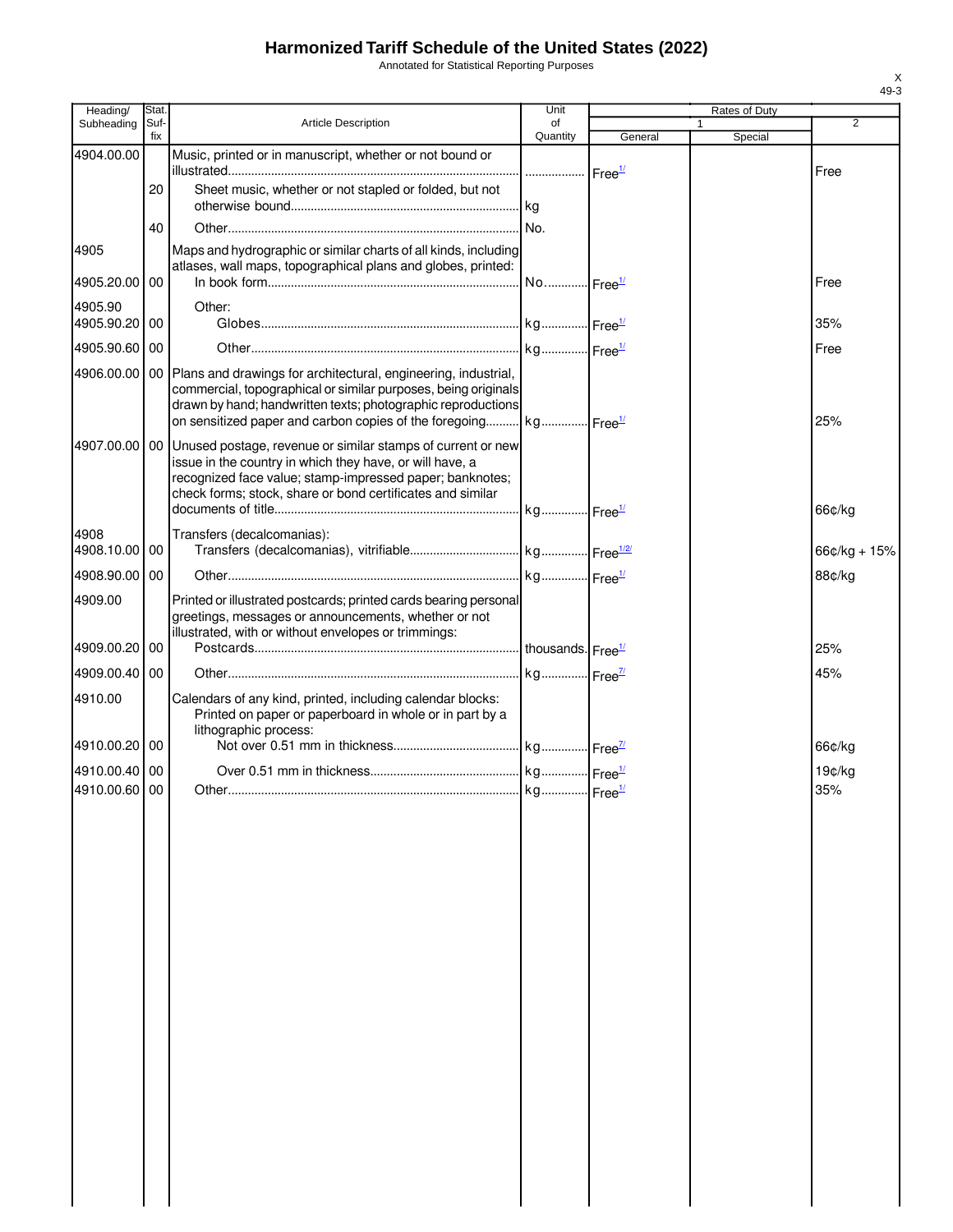# Harmonized Tariff Schedule of the United States (2022)

Annotated for Statistical Reporting Purposes

| Heading/ Subheading | Stat. Suf- fix | Article Description | Unit of Quantity | Rates of Duty 1 General | Special | 2 |
|---|---|---|---|---|---|---|
| 4904.00.00 | | Music, printed or in manuscript, whether or not bound or illustrated | | Free[1/] | | Free |
| | 20 | Sheet music, whether or not stapled or folded, but not otherwise bound | kg | | | |
| | 40 | Other | No. | | | |
| 4905 | | Maps and hydrographic or similar charts of all kinds, including atlases, wall maps, topographical plans and globes, printed: | | | | |
| 4905.20.00 | 00 | In book form | No. | Free[1/] | | Free |
| 4905.90 | | Other: | | | | |
| 4905.90.20 | 00 | Globes | kg | Free[1/] | | 35% |
| 4905.90.60 | 00 | Other | kg | Free[1/] | | Free |
| 4906.00.00 | 00 | Plans and drawings for architectural, engineering, industrial, commercial, topographical or similar purposes, being originals drawn by hand; handwritten texts; photographic reproductions on sensitized paper and carbon copies of the foregoing | kg | Free[1/] | | 25% |
| 4907.00.00 | 00 | Unused postage, revenue or similar stamps of current or new issue in the country in which they have, or will have, a recognized face value; stamp-impressed paper; banknotes; check forms; stock, share or bond certificates and similar documents of title | kg | Free[1/] | | 66¢/kg |
| 4908 | | Transfers (decalcomanias): | | | | |
| 4908.10.00 | 00 | Transfers (decalcomanias), vitrifiable | kg | Free[1/2/] | | 66¢/kg + 15% |
| 4908.90.00 | 00 | Other | kg | Free[1/] | | 88¢/kg |
| 4909.00 | | Printed or illustrated postcards; printed cards bearing personal greetings, messages or announcements, whether or not illustrated, with or without envelopes or trimmings: | | | | |
| 4909.00.20 | 00 | Postcards | thousands | Free[1/] | | 25% |
| 4909.00.40 | 00 | Other | kg | Free[7/] | | 45% |
| 4910.00 | | Calendars of any kind, printed, including calendar blocks: Printed on paper or paperboard in whole or in part by a lithographic process: | | | | |
| 4910.00.20 | 00 | Not over 0.51 mm in thickness | kg | Free[7/] | | 66¢/kg |
| 4910.00.40 | 00 | Over 0.51 mm in thickness | kg | Free[1/] | | 19¢/kg |
| 4910.00.60 | 00 | Other | kg | Free[1/] | | 35% |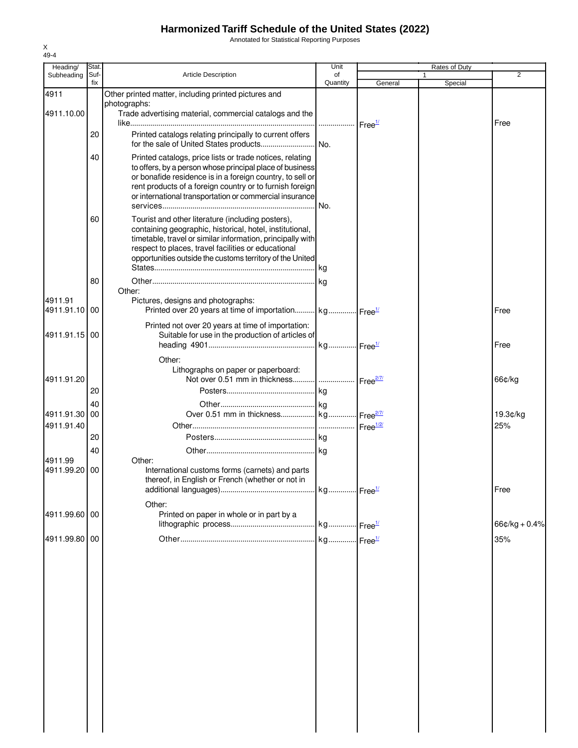# Harmonized Tariff Schedule of the United States (2022)

Annotated for Statistical Reporting Purposes

X
49-4

| Heading/ Subheading | Stat. Suf- fix | Article Description | Unit of Quantity | Rates of Duty 1 General | Special | 2 |
|---|---|---|---|---|---|---|
| 4911 | | Other printed matter, including printed pictures and photographs: | | | | |
| 4911.10.00 | | Trade advertising material, commercial catalogs and the like | | Free[1/] | | Free |
| | 20 | Printed catalogs relating principally to current offers for the sale of United States products | No. | | | |
| | 40 | Printed catalogs, price lists or trade notices, relating to offers, by a person whose principal place of business or bonafide residence is in a foreign country, to sell or rent products of a foreign country or to furnish foreign or international transportation or commercial insurance services | No. | | | |
| | 60 | Tourist and other literature (including posters), containing geographic, historical, hotel, institutional, timetable, travel or similar information, principally with respect to places, travel facilities or educational opportunities outside the customs territory of the United States | kg | | | |
| | 80 | Other | kg | | | |
| | | Other: | | | | |
| 4911.91 | | Pictures, designs and photographs: | | | | |
| 4911.91.10 | 00 | Printed over 20 years at time of importation | kg | Free[1/] | | Free |
| | | Printed not over 20 years at time of importation: | | | | |
| 4911.91.15 | 00 | Suitable for use in the production of articles of heading 4901 | kg | Free[1/] | | Free |
| | | Other: | | | | |
| | | Lithographs on paper or paperboard: | | | | |
| 4911.91.20 | | Not over 0.51 mm in thickness | | Free[2/7/] | | 66¢/kg |
| | 20 | Posters | kg | | | |
| | 40 | Other | kg | | | |
| 4911.91.30 | 00 | Over 0.51 mm in thickness | kg | Free[2/7/] | | 19.3¢/kg |
| 4911.91.40 | | Other | | Free[1/2/] | | 25% |
| | 20 | Posters | kg | | | |
| | 40 | Other | kg | | | |
| 4911.99 | | Other: | | | | |
| 4911.99.20 | 00 | International customs forms (carnets) and parts thereof, in English or French (whether or not in additional languages) | kg | Free[1/] | | Free |
| | | Other: | | | | |
| 4911.99.60 | 00 | Printed on paper in whole or in part by a lithographic process | kg | Free[1/] | | 66¢/kg + 0.4% |
| 4911.99.80 | 00 | Other | kg | Free[1/] | | 35% |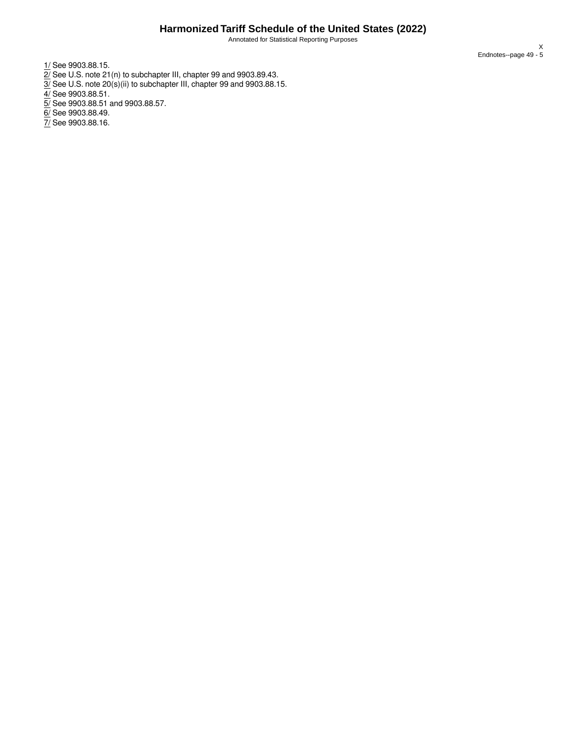1/ See 9903.88.15.
2/ See U.S. note 21(n) to subchapter III, chapter 99 and 9903.89.43.
3/ See U.S. note 20(s)(ii) to subchapter III, chapter 99 and 9903.88.15.
4/ See 9903.88.51.
5/ See 9903.88.51 and 9903.88.57.
6/ See 9903.88.49.
7/ See 9903.88.16.